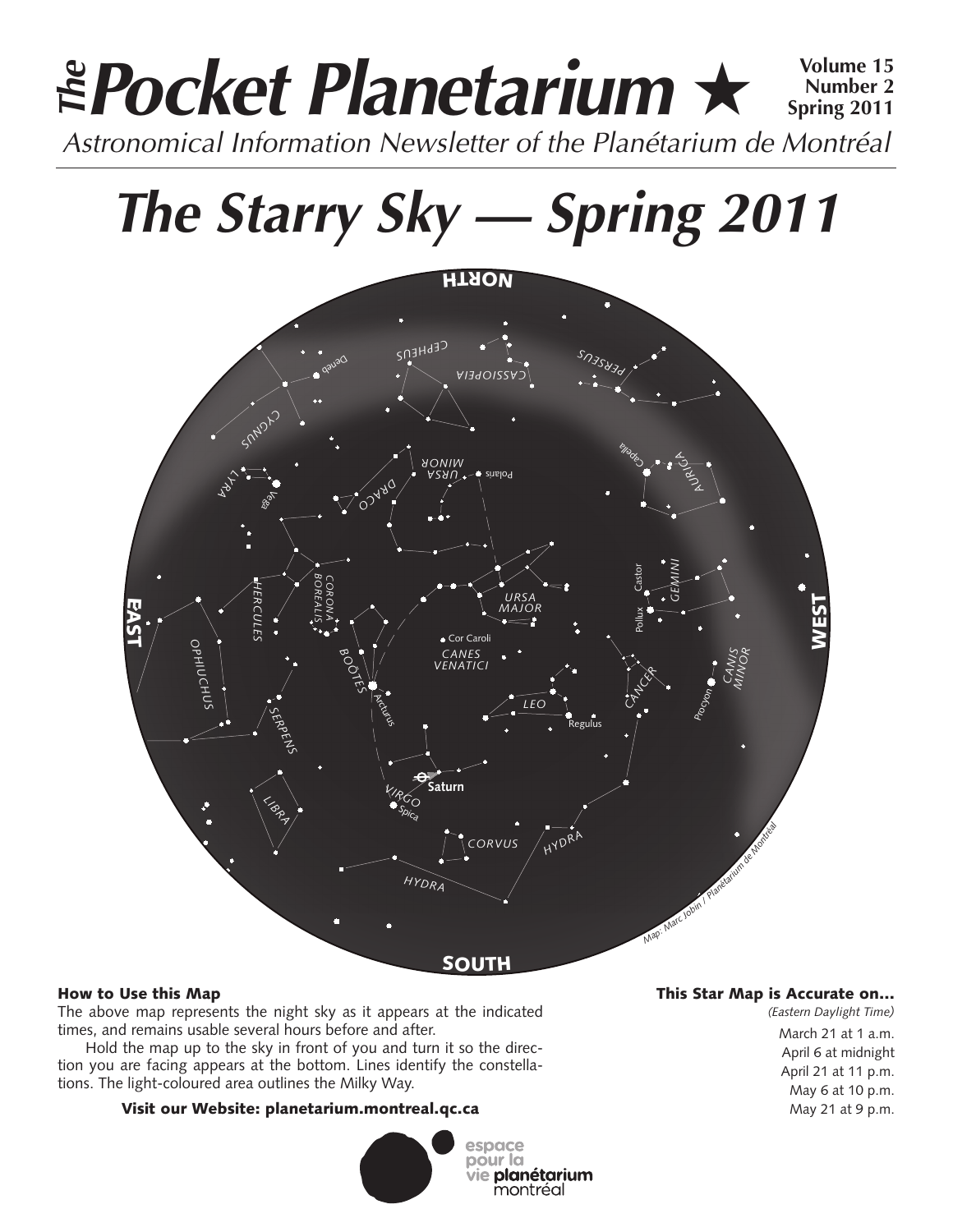# *The* Pocket Planetarium ★

**Volume 15 Number 2 Spring 2011**

*Astronomical Information Newsletter of the Planétarium de Montréal*

# *The Starry Sky — Spring 2011*

### How to Use this Map

The above map represents the night sky as it appears at the indicated times, and remains usable several hours before and after.

Hold the map up to the sky in front of you and turn it so the direction you are facing appears at the bottom. Lines identify the constellations. The light-coloured area outlines the Milky Way.

**Visit our Website: planetarium.montreal.qc.ca**

### This Star Map is Accurate on…

*(Eastern Daylight Time)*

March 21 at 1 a.m.
April 6 at midnight
April 21 at 11 p.m.
May 6 at 10 p.m.
May 21 at 9 p.m.

espace pour la vie planétarium montréal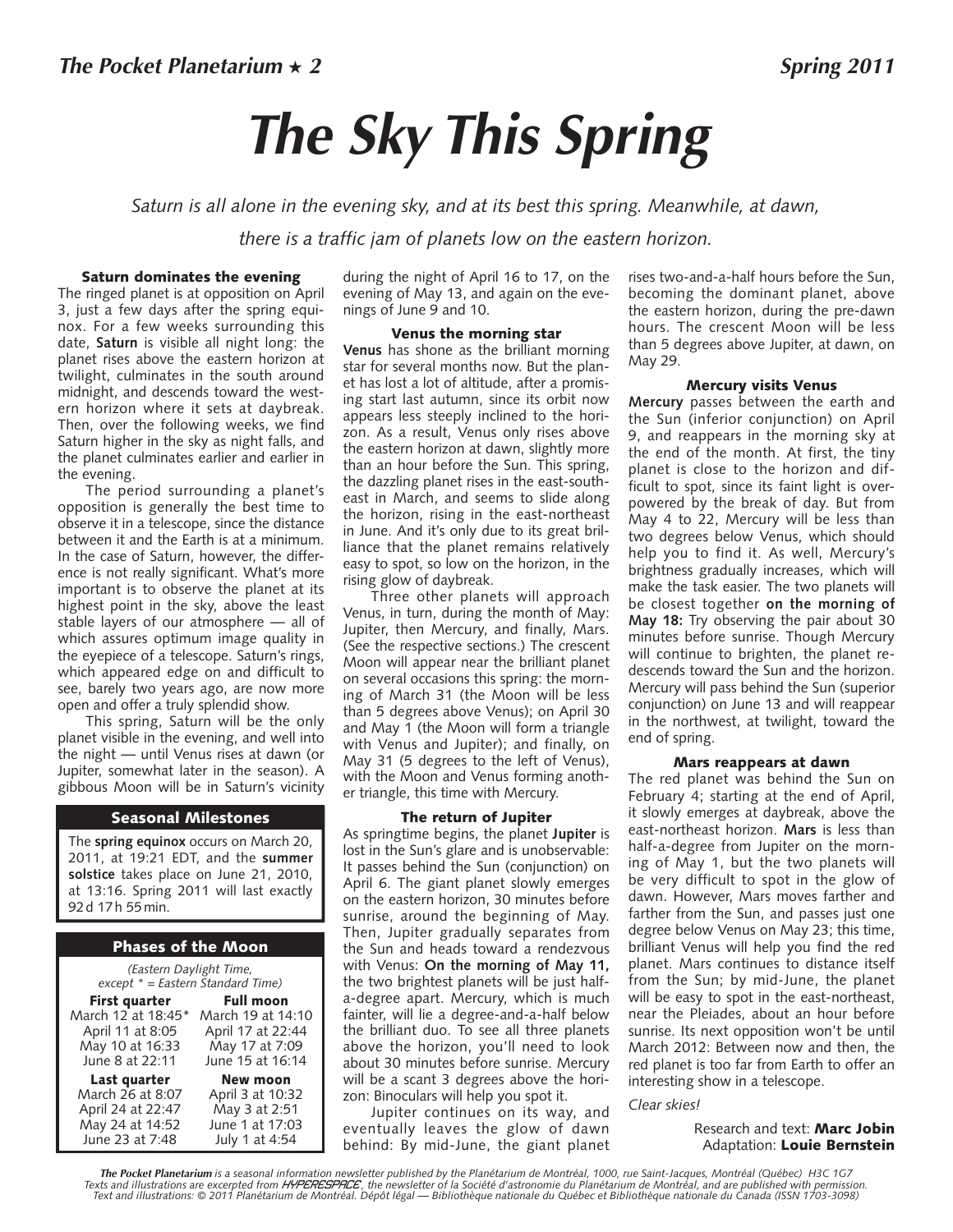# The Sky This Spring

*Saturn is all alone in the evening sky, and at its best this spring. Meanwhile, at dawn, there is a traffic jam of planets low on the eastern horizon.*

### Saturn dominates the evening

The ringed planet is at opposition on April 3, just a few days after the spring equinox. For a few weeks surrounding this date, **Saturn** is visible all night long: the planet rises above the eastern horizon at twilight, culminates in the south around midnight, and descends toward the western horizon where it sets at daybreak. Then, over the following weeks, we find Saturn higher in the sky as night falls, and the planet culminates earlier and earlier in the evening.

The period surrounding a planet's opposition is generally the best time to observe it in a telescope, since the distance between it and the Earth is at a minimum. In the case of Saturn, however, the difference is not really significant. What's more important is to observe the planet at its highest point in the sky, above the least stable layers of our atmosphere — all of which assures optimum image quality in the eyepiece of a telescope. Saturn's rings, which appeared edge on and difficult to see, barely two years ago, are now more open and offer a truly splendid show.

This spring, Saturn will be the only planet visible in the evening, and well into the night — until Venus rises at dawn (or Jupiter, somewhat later in the season). A gibbous Moon will be in Saturn's vicinity during the night of April 16 to 17, on the evening of May 13, and again on the evenings of June 9 and 10.

### Seasonal Milestones

The **spring equinox** occurs on March 20, 2011, at 19:21 EDT, and the **summer solstice** takes place on June 21, 2010, at 13:16. Spring 2011 will last exactly 92 d 17 h 55 min.

### Phases of the Moon

*(Eastern Daylight Time, except * = Eastern Standard Time)*

| First quarter | Full moon |
|---|---|
| March 12 at 18:45* | March 19 at 14:10 |
| April 11 at 8:05 | April 17 at 22:44 |
| May 10 at 16:33 | May 17 at 7:09 |
| June 8 at 22:11 | June 15 at 16:14 |
| **Last quarter** | **New moon** |
| March 26 at 8:07 | April 3 at 10:32 |
| April 24 at 22:47 | May 3 at 2:51 |
| May 24 at 14:52 | June 1 at 17:03 |
| June 23 at 7:48 | July 1 at 4:54 |

### Venus the morning star

**Venus** has shone as the brilliant morning star for several months now. But the planet has lost a lot of altitude, after a promising start last autumn, since its orbit now appears less steeply inclined to the horizon. As a result, Venus only rises above the eastern horizon at dawn, slightly more than an hour before the Sun. This spring, the dazzling planet rises in the east-southeast in March, and seems to slide along the horizon, rising in the east-northeast in June. And it's only due to its great brilliance that the planet remains relatively easy to spot, so low on the horizon, in the rising glow of daybreak.

Three other planets will approach Venus, in turn, during the month of May: Jupiter, then Mercury, and finally, Mars. (See the respective sections.) The crescent Moon will appear near the brilliant planet on several occasions this spring: the morning of March 31 (the Moon will be less than 5 degrees above Venus); on April 30 and May 1 (the Moon will form a triangle with Venus and Jupiter); and finally, on May 31 (5 degrees to the left of Venus), with the Moon and Venus forming another triangle, this time with Mercury.

### The return of Jupiter

As springtime begins, the planet **Jupiter** is lost in the Sun's glare and is unobservable: It passes behind the Sun (conjunction) on April 6. The giant planet slowly emerges on the eastern horizon, 30 minutes before sunrise, around the beginning of May. Then, Jupiter gradually separates from the Sun and heads toward a rendezvous with Venus: **On the morning of May 11,** the two brightest planets will be just half-a-degree apart. Mercury, which is much fainter, will lie a degree-and-a-half below the brilliant duo. To see all three planets above the horizon, you'll need to look about 30 minutes before sunrise. Mercury will be a scant 3 degrees above the horizon: Binoculars will help you spot it.

Jupiter continues on its way, and eventually leaves the glow of dawn behind: By mid-June, the giant planet rises two-and-a-half hours before the Sun, becoming the dominant planet, above the eastern horizon, during the pre-dawn hours. The crescent Moon will be less than 5 degrees above Jupiter, at dawn, on May 29.

### Mercury visits Venus

**Mercury** passes between the earth and the Sun (inferior conjunction) on April 9, and reappears in the morning sky at the end of the month. At first, the tiny planet is close to the horizon and difficult to spot, since its faint light is overpowered by the break of day. But from May 4 to 22, Mercury will be less than two degrees below Venus, which should help you to find it. As well, Mercury's brightness gradually increases, which will make the task easier. The two planets will be closest together **on the morning of May 18:** Try observing the pair about 30 minutes before sunrise. Though Mercury will continue to brighten, the planet redescends toward the Sun and the horizon. Mercury will pass behind the Sun (superior conjunction) on June 13 and will reappear in the northwest, at twilight, toward the end of spring.

### Mars reappears at dawn

The red planet was behind the Sun on February 4; starting at the end of April, it slowly emerges at daybreak, above the east-northeast horizon. **Mars** is less than half-a-degree from Jupiter on the morning of May 1, but the two planets will be very difficult to spot in the glow of dawn. However, Mars moves farther and farther from the Sun, and passes just one degree below Venus on May 23; this time, brilliant Venus will help you find the red planet. Mars continues to distance itself from the Sun; by mid-June, the planet will be easy to spot in the east-northeast, near the Pleiades, about an hour before sunrise. Its next opposition won't be until March 2012: Between now and then, the red planet is too far from Earth to offer an interesting show in a telescope.

*Clear skies!*

Research and text: **Marc Jobin**
Adaptation: **Louie Bernstein**

***The Pocket Planetarium*** *is a seasonal information newsletter published by the Planétarium de Montréal, 1000, rue Saint-Jacques, Montréal (Québec) H3C 1G7*
*Texts and illustrations are excerpted from HYPERESPACE, the newsletter of la Société d'astronomie du Planétarium de Montréal, and are published with permission.*
*Text and illustrations: © 2011 Planétarium de Montréal. Dépôt légal — Bibliothèque nationale du Québec et Bibliothèque nationale du Canada (ISSN 1703-3098)*